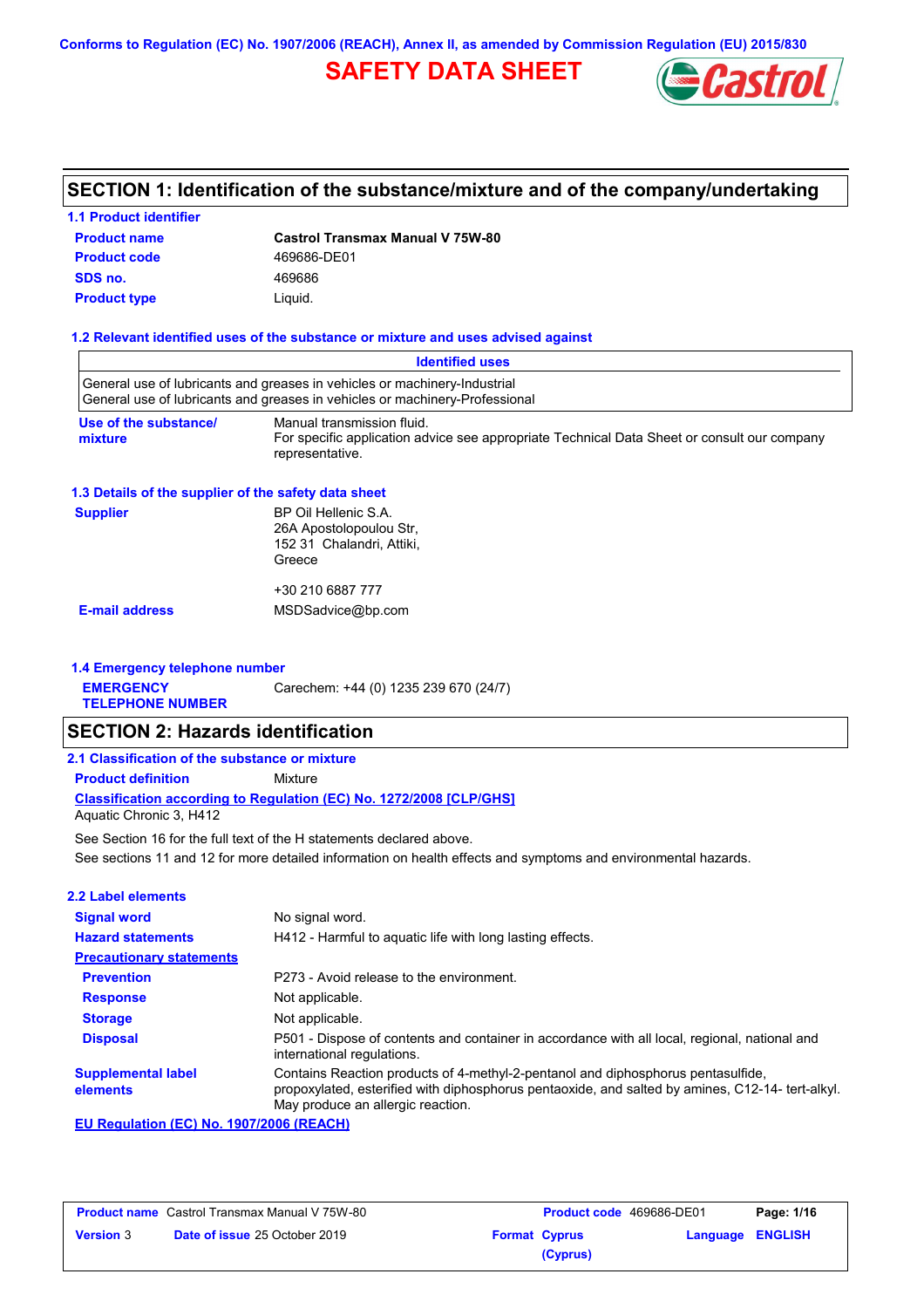Conforms to Regulation (EC) No. 1907/2006 (REACH), Annex II, as amended by Commission Regulation (EU) 2015/830

# SAFETY DATA SHEET

## SECTION 1: Identification of the substance/mixture and of the company/undertaking

### 1.1 Product identifier

| | |
|---|---|
| **Product name** | **Castrol Transmax Manual V 75W-80** |
| **Product code** | 469686-DE01 |
| **SDS no.** | 469686 |
| **Product type** | Liquid. |

### 1.2 Relevant identified uses of the substance or mixture and uses advised against

| Identified uses |
|---|
| General use of lubricants and greases in vehicles or machinery-Industrial<br>General use of lubricants and greases in vehicles or machinery-Professional |

**Use of the substance/mixture**: Manual transmission fluid.
For specific application advice see appropriate Technical Data Sheet or consult our company representative.

### 1.3 Details of the supplier of the safety data sheet

**Supplier**: BP Oil Hellenic S.A.
26A Apostolopoulou Str,
152 31 Chalandri, Attiki,
Greece

+30 210 6887 777

**E-mail address**: MSDSadvice@bp.com

### 1.4 Emergency telephone number

**EMERGENCY TELEPHONE NUMBER**: Carechem: +44 (0) 1235 239 670 (24/7)

## SECTION 2: Hazards identification

### 2.1 Classification of the substance or mixture

**Product definition**: Mixture

**Classification according to Regulation (EC) No. 1272/2008 [CLP/GHS]**

Aquatic Chronic 3, H412

See Section 16 for the full text of the H statements declared above.

See sections 11 and 12 for more detailed information on health effects and symptoms and environmental hazards.

### 2.2 Label elements

| | |
|---|---|
| **Signal word** | No signal word. |
| **Hazard statements** | H412 - Harmful to aquatic life with long lasting effects. |
| **Precautionary statements** | |
| **Prevention** | P273 - Avoid release to the environment. |
| **Response** | Not applicable. |
| **Storage** | Not applicable. |
| **Disposal** | P501 - Dispose of contents and container in accordance with all local, regional, national and international regulations. |
| **Supplemental label elements** | Contains Reaction products of 4-methyl-2-pentanol and diphosphorus pentasulfide, propoxylated, esterified with diphosphorus pentaoxide, and salted by amines, C12-14- tert-alkyl. May produce an allergic reaction. |

**EU Regulation (EC) No. 1907/2006 (REACH)**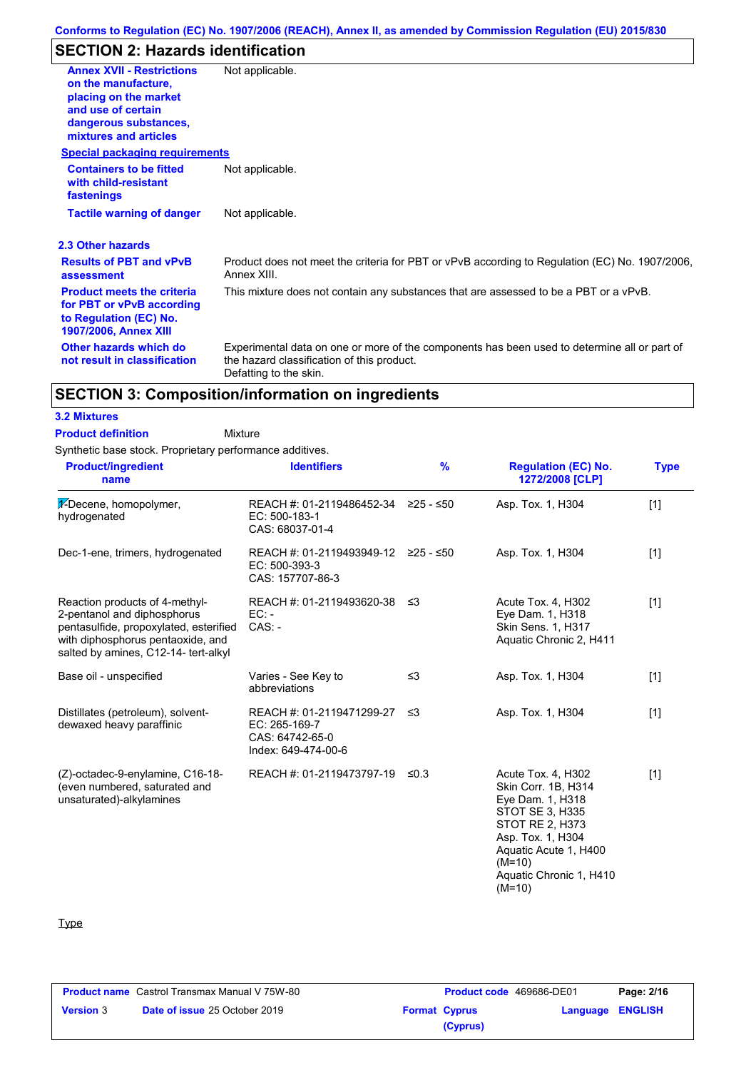## SECTION 2: Hazards identification

**Annex XVII - Restrictions on the manufacture, placing on the market and use of certain dangerous substances, mixtures and articles** Not applicable.

**Special packaging requirements**

**Containers to be fitted with child-resistant fastenings** Not applicable.

**Tactile warning of danger** Not applicable.

### 2.3 Other hazards

**Results of PBT and vPvB assessment** Product does not meet the criteria for PBT or vPvB according to Regulation (EC) No. 1907/2006, Annex XIII.

**Product meets the criteria for PBT or vPvB according to Regulation (EC) No. 1907/2006, Annex XIII** This mixture does not contain any substances that are assessed to be a PBT or a vPvB.

**Other hazards which do not result in classification** Experimental data on one or more of the components has been used to determine all or part of the hazard classification of this product.
Defatting to the skin.

## SECTION 3: Composition/information on ingredients

### 3.2 Mixtures

**Product definition** Mixture

Synthetic base stock. Proprietary performance additives.

| Product/ingredient name | Identifiers | % | Regulation (EC) No. 1272/2008 [CLP] | Type |
|---|---|---|---|---|
| 1-Decene, homopolymer, hydrogenated | REACH #: 01-2119486452-34<br>EC: 500-183-1<br>CAS: 68037-01-4 | ≥25 - ≤50 | Asp. Tox. 1, H304 | [1] |
| Dec-1-ene, trimers, hydrogenated | REACH #: 01-2119493949-12<br>EC: 500-393-3<br>CAS: 157707-86-3 | ≥25 - ≤50 | Asp. Tox. 1, H304 | [1] |
| Reaction products of 4-methyl-2-pentanol and diphosphorus pentasulfide, propoxylated, esterified with diphosphorus pentaoxide, and salted by amines, C12-14- tert-alkyl | REACH #: 01-2119493620-38<br>EC: -<br>CAS: - | ≤3 | Acute Tox. 4, H302<br>Eye Dam. 1, H318<br>Skin Sens. 1, H317<br>Aquatic Chronic 2, H411 | [1] |
| Base oil - unspecified | Varies - See Key to abbreviations | ≤3 | Asp. Tox. 1, H304 | [1] |
| Distillates (petroleum), solvent-dewaxed heavy paraffinic | REACH #: 01-2119471299-27<br>EC: 265-169-7<br>CAS: 64742-65-0<br>Index: 649-474-00-6 | ≤3 | Asp. Tox. 1, H304 | [1] |
| (Z)-octadec-9-enylamine, C16-18-(even numbered, saturated and unsaturated)-alkylamines | REACH #: 01-2119473797-19 | ≤0.3 | Acute Tox. 4, H302<br>Skin Corr. 1B, H314<br>Eye Dam. 1, H318<br>STOT SE 3, H335<br>STOT RE 2, H373<br>Asp. Tox. 1, H304<br>Aquatic Acute 1, H400 (M=10)<br>Aquatic Chronic 1, H410 (M=10) | [1] |

Type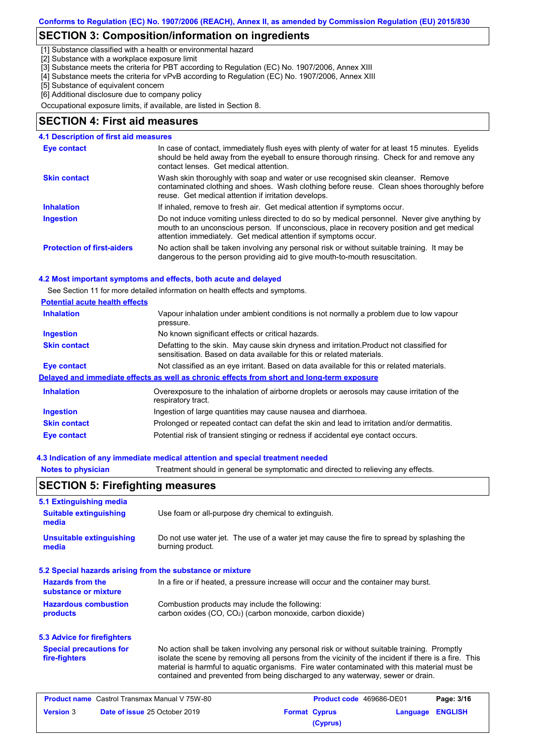## SECTION 3: Composition/information on ingredients

[1] Substance classified with a health or environmental hazard
[2] Substance with a workplace exposure limit
[3] Substance meets the criteria for PBT according to Regulation (EC) No. 1907/2006, Annex XIII
[4] Substance meets the criteria for vPvB according to Regulation (EC) No. 1907/2006, Annex XIII
[5] Substance of equivalent concern
[6] Additional disclosure due to company policy

Occupational exposure limits, if available, are listed in Section 8.

## SECTION 4: First aid measures

### 4.1 Description of first aid measures

| | |
|---|---|
| **Eye contact** | In case of contact, immediately flush eyes with plenty of water for at least 15 minutes. Eyelids should be held away from the eyeball to ensure thorough rinsing. Check for and remove any contact lenses. Get medical attention. |
| **Skin contact** | Wash skin thoroughly with soap and water or use recognised skin cleanser. Remove contaminated clothing and shoes. Wash clothing before reuse. Clean shoes thoroughly before reuse. Get medical attention if irritation develops. |
| **Inhalation** | If inhaled, remove to fresh air. Get medical attention if symptoms occur. |
| **Ingestion** | Do not induce vomiting unless directed to do so by medical personnel. Never give anything by mouth to an unconscious person. If unconscious, place in recovery position and get medical attention immediately. Get medical attention if symptoms occur. |
| **Protection of first-aiders** | No action shall be taken involving any personal risk or without suitable training. It may be dangerous to the person providing aid to give mouth-to-mouth resuscitation. |

### 4.2 Most important symptoms and effects, both acute and delayed

See Section 11 for more detailed information on health effects and symptoms.

**Potential acute health effects**

| | |
|---|---|
| **Inhalation** | Vapour inhalation under ambient conditions is not normally a problem due to low vapour pressure. |
| **Ingestion** | No known significant effects or critical hazards. |
| **Skin contact** | Defatting to the skin. May cause skin dryness and irritation.Product not classified for sensitisation. Based on data available for this or related materials. |
| **Eye contact** | Not classified as an eye irritant. Based on data available for this or related materials. |

**Delayed and immediate effects as well as chronic effects from short and long-term exposure**

| | |
|---|---|
| **Inhalation** | Overexposure to the inhalation of airborne droplets or aerosols may cause irritation of the respiratory tract. |
| **Ingestion** | Ingestion of large quantities may cause nausea and diarrhoea. |
| **Skin contact** | Prolonged or repeated contact can defat the skin and lead to irritation and/or dermatitis. |
| **Eye contact** | Potential risk of transient stinging or redness if accidental eye contact occurs. |

### 4.3 Indication of any immediate medical attention and special treatment needed

| | |
|---|---|
| **Notes to physician** | Treatment should in general be symptomatic and directed to relieving any effects. |

## SECTION 5: Firefighting measures

### 5.1 Extinguishing media

| | |
|---|---|
| **Suitable extinguishing media** | Use foam or all-purpose dry chemical to extinguish. |
| **Unsuitable extinguishing media** | Do not use water jet. The use of a water jet may cause the fire to spread by splashing the burning product. |

### 5.2 Special hazards arising from the substance or mixture

| | |
|---|---|
| **Hazards from the substance or mixture** | In a fire or if heated, a pressure increase will occur and the container may burst. |
| **Hazardous combustion products** | Combustion products may include the following: carbon oxides (CO, $CO_2$) (carbon monoxide, carbon dioxide) |

### 5.3 Advice for firefighters

| | |
|---|---|
| **Special precautions for fire-fighters** | No action shall be taken involving any personal risk or without suitable training. Promptly isolate the scene by removing all persons from the vicinity of the incident if there is a fire. This material is harmful to aquatic organisms. Fire water contaminated with this material must be contained and prevented from being discharged to any waterway, sewer or drain. |

| | | | |
|---|---|---|---|
| **Product name** Castrol Transmax Manual V 75W-80 | | **Product code** 469686-DE01 | |
| **Version** 3 | **Date of issue** 25 October 2019 | **Format** Cyprus (Cyprus) | **Language** ENGLISH |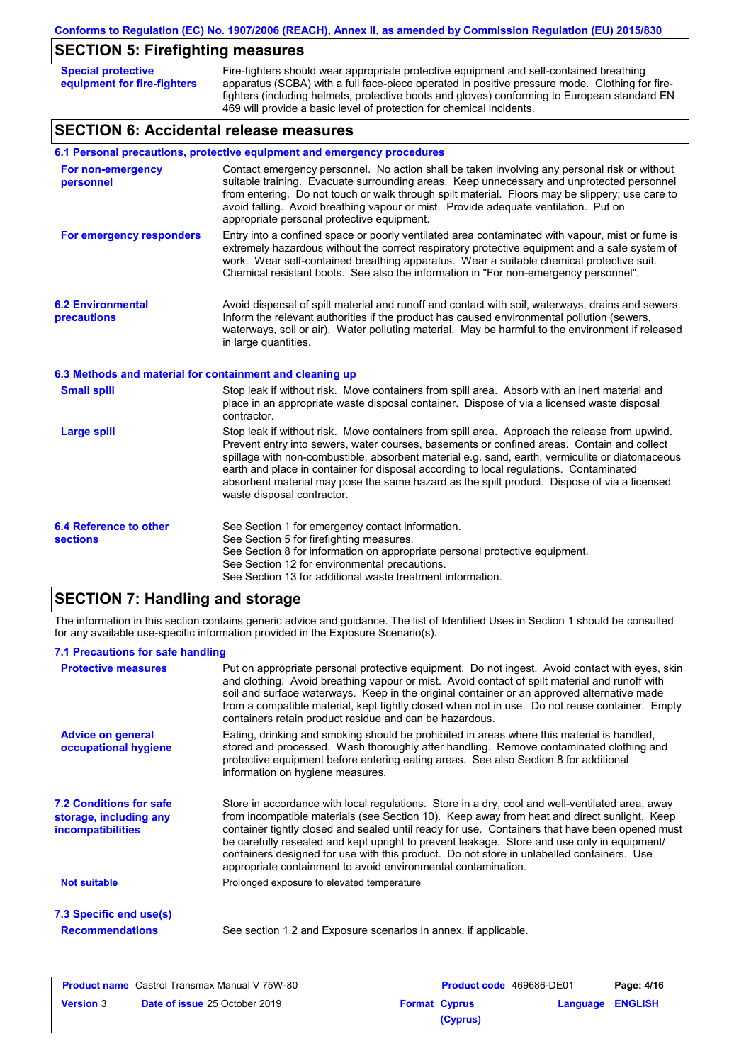## SECTION 5: Firefighting measures

**Special protective equipment for fire-fighters**

Fire-fighters should wear appropriate protective equipment and self-contained breathing apparatus (SCBA) with a full face-piece operated in positive pressure mode. Clothing for fire-fighters (including helmets, protective boots and gloves) conforming to European standard EN 469 will provide a basic level of protection for chemical incidents.

## SECTION 6: Accidental release measures

### 6.1 Personal precautions, protective equipment and emergency procedures

**For non-emergency personnel**

Contact emergency personnel. No action shall be taken involving any personal risk or without suitable training. Evacuate surrounding areas. Keep unnecessary and unprotected personnel from entering. Do not touch or walk through spilt material. Floors may be slippery; use care to avoid falling. Avoid breathing vapour or mist. Provide adequate ventilation. Put on appropriate personal protective equipment.

**For emergency responders**

Entry into a confined space or poorly ventilated area contaminated with vapour, mist or fume is extremely hazardous without the correct respiratory protective equipment and a safe system of work. Wear self-contained breathing apparatus. Wear a suitable chemical protective suit. Chemical resistant boots. See also the information in "For non-emergency personnel".

### 6.2 Environmental precautions

Avoid dispersal of spilt material and runoff and contact with soil, waterways, drains and sewers. Inform the relevant authorities if the product has caused environmental pollution (sewers, waterways, soil or air). Water polluting material. May be harmful to the environment if released in large quantities.

### 6.3 Methods and material for containment and cleaning up

**Small spill**

Stop leak if without risk. Move containers from spill area. Absorb with an inert material and place in an appropriate waste disposal container. Dispose of via a licensed waste disposal contractor.

**Large spill**

Stop leak if without risk. Move containers from spill area. Approach the release from upwind. Prevent entry into sewers, water courses, basements or confined areas. Contain and collect spillage with non-combustible, absorbent material e.g. sand, earth, vermiculite or diatomaceous earth and place in container for disposal according to local regulations. Contaminated absorbent material may pose the same hazard as the spilt product. Dispose of via a licensed waste disposal contractor.

### 6.4 Reference to other sections

See Section 1 for emergency contact information.
See Section 5 for firefighting measures.
See Section 8 for information on appropriate personal protective equipment.
See Section 12 for environmental precautions.
See Section 13 for additional waste treatment information.

## SECTION 7: Handling and storage

The information in this section contains generic advice and guidance. The list of Identified Uses in Section 1 should be consulted for any available use-specific information provided in the Exposure Scenario(s).

### 7.1 Precautions for safe handling

**Protective measures**

Put on appropriate personal protective equipment. Do not ingest. Avoid contact with eyes, skin and clothing. Avoid breathing vapour or mist. Avoid contact of spilt material and runoff with soil and surface waterways. Keep in the original container or an approved alternative made from a compatible material, kept tightly closed when not in use. Do not reuse container. Empty containers retain product residue and can be hazardous.

**Advice on general occupational hygiene**

Eating, drinking and smoking should be prohibited in areas where this material is handled, stored and processed. Wash thoroughly after handling. Remove contaminated clothing and protective equipment before entering eating areas. See also Section 8 for additional information on hygiene measures.

### 7.2 Conditions for safe storage, including any incompatibilities

Store in accordance with local regulations. Store in a dry, cool and well-ventilated area, away from incompatible materials (see Section 10). Keep away from heat and direct sunlight. Keep container tightly closed and sealed until ready for use. Containers that have been opened must be carefully resealed and kept upright to prevent leakage. Store and use only in equipment/ containers designed for use with this product. Do not store in unlabelled containers. Use appropriate containment to avoid environmental contamination.

**Not suitable**

Prolonged exposure to elevated temperature

### 7.3 Specific end use(s)

**Recommendations**

See section 1.2 and Exposure scenarios in annex, if applicable.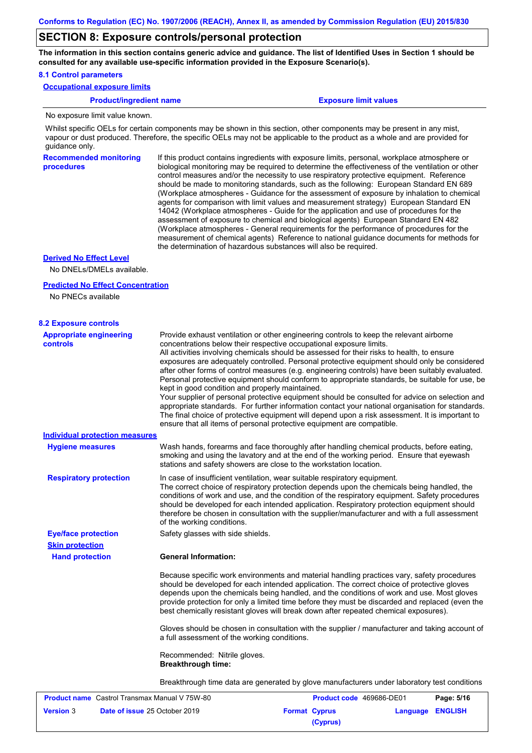## SECTION 8: Exposure controls/personal protection

**The information in this section contains generic advice and guidance. The list of Identified Uses in Section 1 should be consulted for any available use-specific information provided in the Exposure Scenario(s).**

### 8.1 Control parameters

**Occupational exposure limits**

| Product/ingredient name | Exposure limit values |
|---|---|
| No exposure limit value known. | |

Whilst specific OELs for certain components may be shown in this section, other components may be present in any mist, vapour or dust produced. Therefore, the specific OELs may not be applicable to the product as a whole and are provided for guidance only.

**Recommended monitoring procedures**

If this product contains ingredients with exposure limits, personal, workplace atmosphere or biological monitoring may be required to determine the effectiveness of the ventilation or other control measures and/or the necessity to use respiratory protective equipment. Reference should be made to monitoring standards, such as the following: European Standard EN 689 (Workplace atmospheres - Guidance for the assessment of exposure by inhalation to chemical agents for comparison with limit values and measurement strategy) European Standard EN 14042 (Workplace atmospheres - Guide for the application and use of procedures for the assessment of exposure to chemical and biological agents) European Standard EN 482 (Workplace atmospheres - General requirements for the performance of procedures for the measurement of chemical agents) Reference to national guidance documents for methods for the determination of hazardous substances will also be required.

**Derived No Effect Level**

No DNELs/DMELs available.

**Predicted No Effect Concentration**

No PNECs available

### 8.2 Exposure controls

**Appropriate engineering controls**

Provide exhaust ventilation or other engineering controls to keep the relevant airborne concentrations below their respective occupational exposure limits.
All activities involving chemicals should be assessed for their risks to health, to ensure exposures are adequately controlled. Personal protective equipment should only be considered after other forms of control measures (e.g. engineering controls) have been suitably evaluated. Personal protective equipment should conform to appropriate standards, be suitable for use, be kept in good condition and properly maintained.
Your supplier of personal protective equipment should be consulted for advice on selection and appropriate standards. For further information contact your national organisation for standards.
The final choice of protective equipment will depend upon a risk assessment. It is important to ensure that all items of personal protective equipment are compatible.

**Individual protection measures**

**Hygiene measures**

Wash hands, forearms and face thoroughly after handling chemical products, before eating, smoking and using the lavatory and at the end of the working period. Ensure that eyewash stations and safety showers are close to the workstation location.

**Respiratory protection**

In case of insufficient ventilation, wear suitable respiratory equipment.
The correct choice of respiratory protection depends upon the chemicals being handled, the conditions of work and use, and the condition of the respiratory equipment. Safety procedures should be developed for each intended application. Respiratory protection equipment should therefore be chosen in consultation with the supplier/manufacturer and with a full assessment of the working conditions.

**Eye/face protection**

Safety glasses with side shields.

**Skin protection**

**Hand protection**

**General Information:**

Because specific work environments and material handling practices vary, safety procedures should be developed for each intended application. The correct choice of protective gloves depends upon the chemicals being handled, and the conditions of work and use. Most gloves provide protection for only a limited time before they must be discarded and replaced (even the best chemically resistant gloves will break down after repeated chemical exposures).

Gloves should be chosen in consultation with the supplier / manufacturer and taking account of a full assessment of the working conditions.

Recommended: Nitrile gloves.
**Breakthrough time:**

Breakthrough time data are generated by glove manufacturers under laboratory test conditions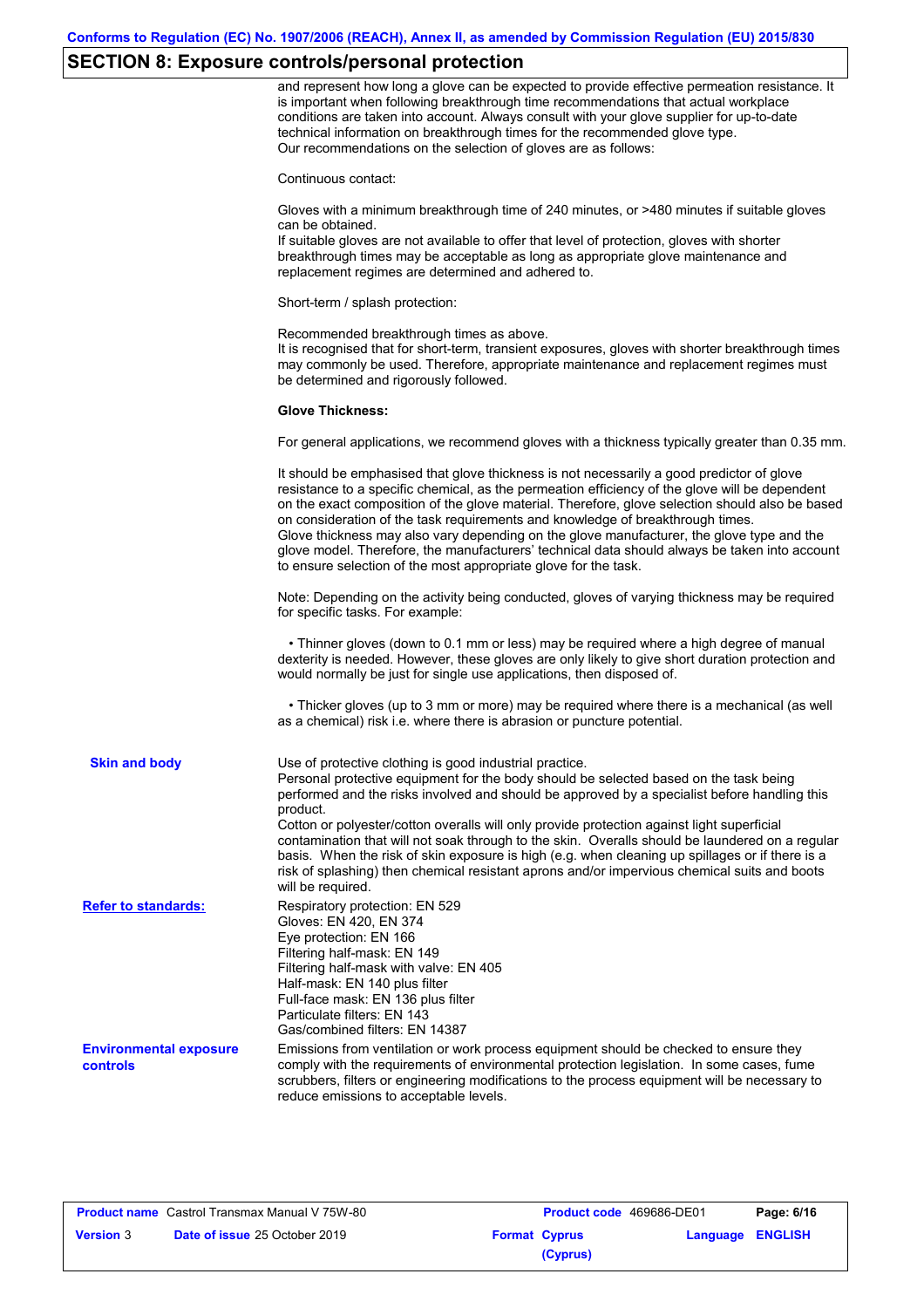## SECTION 8: Exposure controls/personal protection

and represent how long a glove can be expected to provide effective permeation resistance. It is important when following breakthrough time recommendations that actual workplace conditions are taken into account. Always consult with your glove supplier for up-to-date technical information on breakthrough times for the recommended glove type.
Our recommendations on the selection of gloves are as follows:

Continuous contact:

Gloves with a minimum breakthrough time of 240 minutes, or >480 minutes if suitable gloves can be obtained.
If suitable gloves are not available to offer that level of protection, gloves with shorter breakthrough times may be acceptable as long as appropriate glove maintenance and replacement regimes are determined and adhered to.

Short-term / splash protection:

Recommended breakthrough times as above.
It is recognised that for short-term, transient exposures, gloves with shorter breakthrough times may commonly be used. Therefore, appropriate maintenance and replacement regimes must be determined and rigorously followed.

**Glove Thickness:**

For general applications, we recommend gloves with a thickness typically greater than 0.35 mm.

It should be emphasised that glove thickness is not necessarily a good predictor of glove resistance to a specific chemical, as the permeation efficiency of the glove will be dependent on the exact composition of the glove material. Therefore, glove selection should also be based on consideration of the task requirements and knowledge of breakthrough times.
Glove thickness may also vary depending on the glove manufacturer, the glove type and the glove model. Therefore, the manufacturers' technical data should always be taken into account to ensure selection of the most appropriate glove for the task.

Note: Depending on the activity being conducted, gloves of varying thickness may be required for specific tasks. For example:

- Thinner gloves (down to 0.1 mm or less) may be required where a high degree of manual dexterity is needed. However, these gloves are only likely to give short duration protection and would normally be just for single use applications, then disposed of.

- Thicker gloves (up to 3 mm or more) may be required where there is a mechanical (as well as a chemical) risk i.e. where there is abrasion or puncture potential.

**Skin and body**

Use of protective clothing is good industrial practice.
Personal protective equipment for the body should be selected based on the task being performed and the risks involved and should be approved by a specialist before handling this product.
Cotton or polyester/cotton overalls will only provide protection against light superficial contamination that will not soak through to the skin. Overalls should be laundered on a regular basis. When the risk of skin exposure is high (e.g. when cleaning up spillages or if there is a risk of splashing) then chemical resistant aprons and/or impervious chemical suits and boots will be required.

**Refer to standards:**

Respiratory protection: EN 529
Gloves: EN 420, EN 374
Eye protection: EN 166
Filtering half-mask: EN 149
Filtering half-mask with valve: EN 405
Half-mask: EN 140 plus filter
Full-face mask: EN 136 plus filter
Particulate filters: EN 143
Gas/combined filters: EN 14387

**Environmental exposure controls**

Emissions from ventilation or work process equipment should be checked to ensure they comply with the requirements of environmental protection legislation. In some cases, fume scrubbers, filters or engineering modifications to the process equipment will be necessary to reduce emissions to acceptable levels.

| **Product name** Castrol Transmax Manual V 75W-80 | | **Product code** 469686-DE01 | **Page: 6/16** |
|---|---|---|---|
| **Version** 3 | **Date of issue** 25 October 2019 | **Format Cyprus (Cyprus)** | **Language ENGLISH** |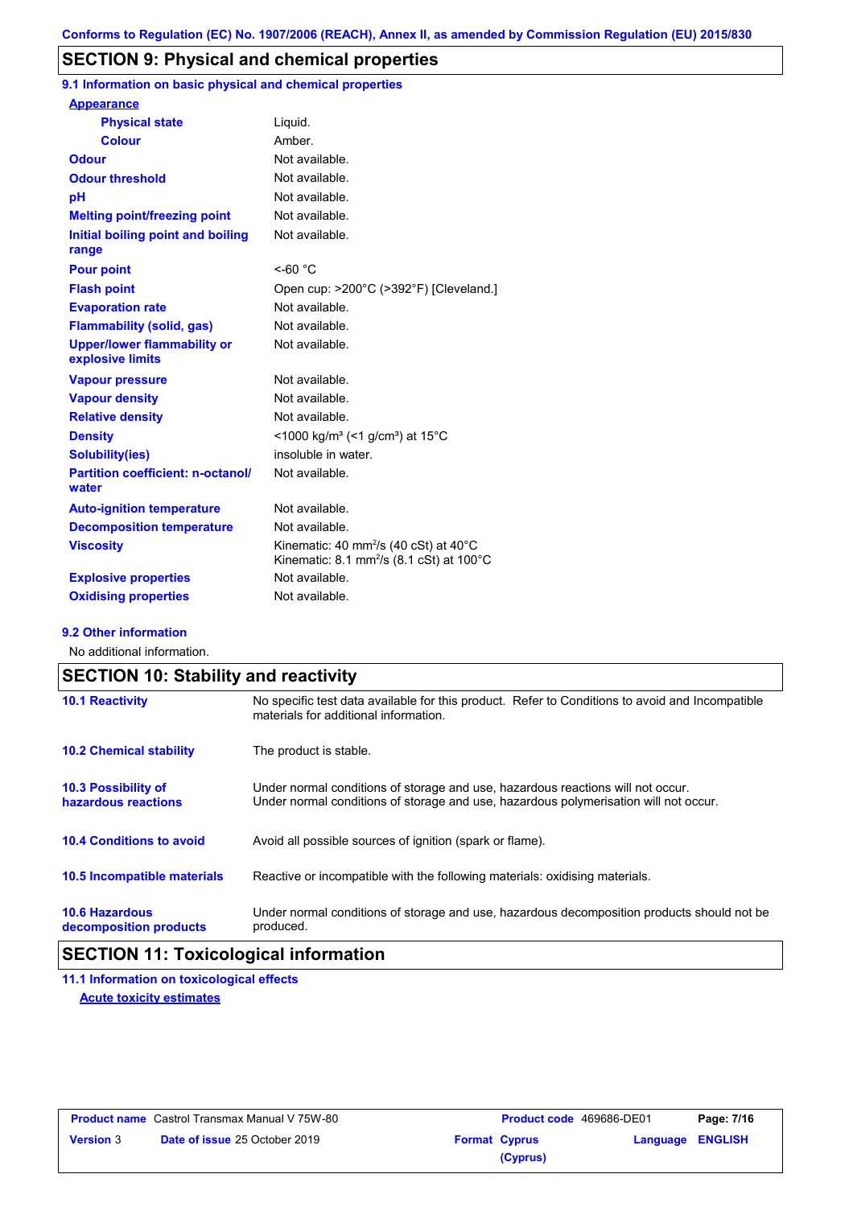Conforms to Regulation (EC) No. 1907/2006 (REACH), Annex II, as amended by Commission Regulation (EU) 2015/830

## SECTION 9: Physical and chemical properties

### 9.1 Information on basic physical and chemical properties

| Property | Value |
|---|---|
| **Appearance** | |
| Physical state | Liquid. |
| Colour | Amber. |
| Odour | Not available. |
| Odour threshold | Not available. |
| pH | Not available. |
| Melting point/freezing point | Not available. |
| Initial boiling point and boiling range | Not available. |
| Pour point | <-60 °C |
| Flash point | Open cup: >200°C (>392°F) [Cleveland.] |
| Evaporation rate | Not available. |
| Flammability (solid, gas) | Not available. |
| Upper/lower flammability or explosive limits | Not available. |
| Vapour pressure | Not available. |
| Vapour density | Not available. |
| Relative density | Not available. |
| Density | <1000 kg/m³ (<1 g/cm³) at 15°C |
| Solubility(ies) | insoluble in water. |
| Partition coefficient: n-octanol/water | Not available. |
| Auto-ignition temperature | Not available. |
| Decomposition temperature | Not available. |
| Viscosity | Kinematic: 40 $mm^2/s$ (40 cSt) at 40°C<br>Kinematic: 8.1 $mm^2/s$ (8.1 cSt) at 100°C |
| Explosive properties | Not available. |
| Oxidising properties | Not available. |

### 9.2 Other information

No additional information.

## SECTION 10: Stability and reactivity

| | |
|---|---|
| **10.1 Reactivity** | No specific test data available for this product. Refer to Conditions to avoid and Incompatible materials for additional information. |
| **10.2 Chemical stability** | The product is stable. |
| **10.3 Possibility of hazardous reactions** | Under normal conditions of storage and use, hazardous reactions will not occur.<br>Under normal conditions of storage and use, hazardous polymerisation will not occur. |
| **10.4 Conditions to avoid** | Avoid all possible sources of ignition (spark or flame). |
| **10.5 Incompatible materials** | Reactive or incompatible with the following materials: oxidising materials. |
| **10.6 Hazardous decomposition products** | Under normal conditions of storage and use, hazardous decomposition products should not be produced. |

## SECTION 11: Toxicological information

### 11.1 Information on toxicological effects

**Acute toxicity estimates**

| Product name | Castrol Transmax Manual V 75W-80 | Product code | 469686-DE01 | Page: 7/16 |
|---|---|---|---|---|
| Version | 3 | Date of issue 25 October 2019 | Format Cyprus (Cyprus) | Language ENGLISH |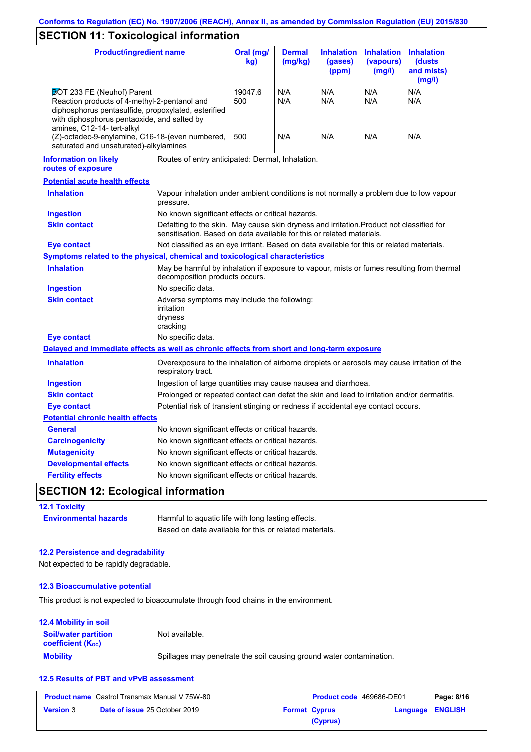Conforms to Regulation (EC) No. 1907/2006 (REACH), Annex II, as amended by Commission Regulation (EU) 2015/830

## SECTION 11: Toxicological information

| Product/ingredient name | Oral (mg/kg) | Dermal (mg/kg) | Inhalation (gases) (ppm) | Inhalation (vapours) (mg/l) | Inhalation (dusts and mists) (mg/l) |
|---|---|---|---|---|---|
| BOT 233 FE (Neuhof) Parent | 19047.6 | N/A | N/A | N/A | N/A |
| Reaction products of 4-methyl-2-pentanol and diphosphorus pentasulfide, propoxylated, esterified with diphosphorus pentaoxide, and salted by amines, C12-14- tert-alkyl | 500 | N/A | N/A | N/A | N/A |
| (Z)-octadec-9-enylamine, C16-18-(even numbered, saturated and unsaturated)-alkylamines | 500 | N/A | N/A | N/A | N/A |

**Information on likely routes of exposure**: Routes of entry anticipated: Dermal, Inhalation.

**Potential acute health effects**

**Inhalation**: Vapour inhalation under ambient conditions is not normally a problem due to low vapour pressure.

**Ingestion**: No known significant effects or critical hazards.

**Skin contact**: Defatting to the skin. May cause skin dryness and irritation.Product not classified for sensitisation. Based on data available for this or related materials.

**Eye contact**: Not classified as an eye irritant. Based on data available for this or related materials.

**Symptoms related to the physical, chemical and toxicological characteristics**

**Inhalation**: May be harmful by inhalation if exposure to vapour, mists or fumes resulting from thermal decomposition products occurs.

**Ingestion**: No specific data.

**Skin contact**: Adverse symptoms may include the following:
irritation
dryness
cracking

**Eye contact**: No specific data.

**Delayed and immediate effects as well as chronic effects from short and long-term exposure**

**Inhalation**: Overexposure to the inhalation of airborne droplets or aerosols may cause irritation of the respiratory tract.

**Ingestion**: Ingestion of large quantities may cause nausea and diarrhoea.

**Skin contact**: Prolonged or repeated contact can defat the skin and lead to irritation and/or dermatitis.

**Eye contact**: Potential risk of transient stinging or redness if accidental eye contact occurs.

**Potential chronic health effects**

**General**: No known significant effects or critical hazards.

**Carcinogenicity**: No known significant effects or critical hazards.

**Mutagenicity**: No known significant effects or critical hazards.

**Developmental effects**: No known significant effects or critical hazards.

**Fertility effects**: No known significant effects or critical hazards.

## SECTION 12: Ecological information

### 12.1 Toxicity

**Environmental hazards**: Harmful to aquatic life with long lasting effects.
Based on data available for this or related materials.

### 12.2 Persistence and degradability

Not expected to be rapidly degradable.

### 12.3 Bioaccumulative potential

This product is not expected to bioaccumulate through food chains in the environment.

### 12.4 Mobility in soil

**Soil/water partition coefficient ($K_{OC}$)**: Not available.

**Mobility**: Spillages may penetrate the soil causing ground water contamination.

### 12.5 Results of PBT and vPvB assessment

| Product name | Castrol Transmax Manual V 75W-80 | Product code | 469686-DE01 |
|---|---|---|---|
| Version | 3 | Date of issue | 25 October 2019 |
| Format | Cyprus (Cyprus) | Language | ENGLISH |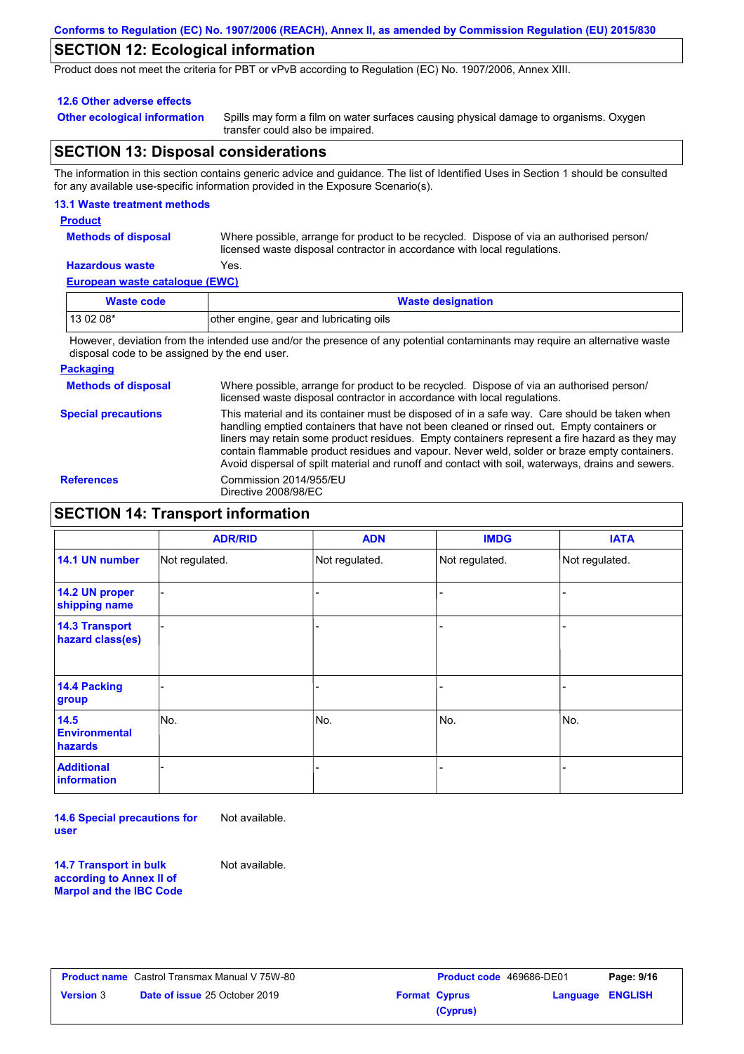## SECTION 12: Ecological information

Product does not meet the criteria for PBT or vPvB according to Regulation (EC) No. 1907/2006, Annex XIII.

### 12.6 Other adverse effects

**Other ecological information**: Spills may form a film on water surfaces causing physical damage to organisms. Oxygen transfer could also be impaired.

## SECTION 13: Disposal considerations

The information in this section contains generic advice and guidance. The list of Identified Uses in Section 1 should be consulted for any available use-specific information provided in the Exposure Scenario(s).

### 13.1 Waste treatment methods

**Product**

**Methods of disposal**: Where possible, arrange for product to be recycled. Dispose of via an authorised person/ licensed waste disposal contractor in accordance with local regulations.

**Hazardous waste**: Yes.

**European waste catalogue (EWC)**

| Waste code | Waste designation |
|---|---|
| 13 02 08* | other engine, gear and lubricating oils |

However, deviation from the intended use and/or the presence of any potential contaminants may require an alternative waste disposal code to be assigned by the end user.

**Packaging**

**Methods of disposal**: Where possible, arrange for product to be recycled. Dispose of via an authorised person/ licensed waste disposal contractor in accordance with local regulations.

**Special precautions**: This material and its container must be disposed of in a safe way. Care should be taken when handling emptied containers that have not been cleaned or rinsed out. Empty containers or liners may retain some product residues. Empty containers represent a fire hazard as they may contain flammable product residues and vapour. Never weld, solder or braze empty containers. Avoid dispersal of spilt material and runoff and contact with soil, waterways, drains and sewers.

**References**: Commission 2014/955/EU
Directive 2008/98/EC

## SECTION 14: Transport information

| | ADR/RID | ADN | IMDG | IATA |
|---|---|---|---|---|
| 14.1 UN number | Not regulated. | Not regulated. | Not regulated. | Not regulated. |
| 14.2 UN proper shipping name | - | - | - | - |
| 14.3 Transport hazard class(es) | - | - | - | - |
| 14.4 Packing group | - | - | - | - |
| 14.5 Environmental hazards | No. | No. | No. | No. |
| Additional information | - | - | - | - |

**14.6 Special precautions for user**: Not available.

**14.7 Transport in bulk according to Annex II of Marpol and the IBC Code**: Not available.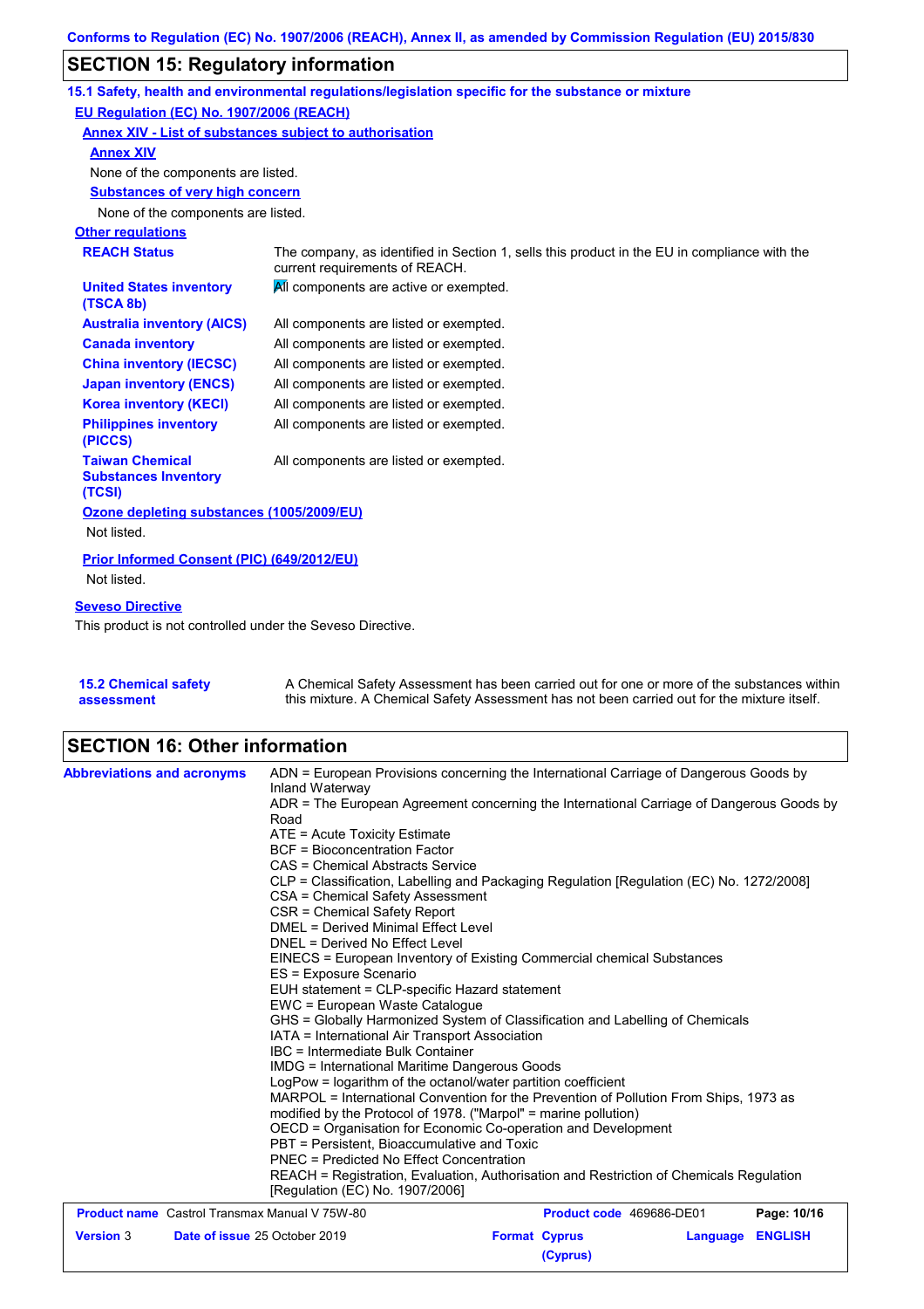## SECTION 15: Regulatory information

### 15.1 Safety, health and environmental regulations/legislation specific for the substance or mixture

**EU Regulation (EC) No. 1907/2006 (REACH)**

**Annex XIV - List of substances subject to authorisation**

**Annex XIV**

None of the components are listed.

**Substances of very high concern**

None of the components are listed.

**Other regulations**

| | |
|---|---|
| **REACH Status** | The company, as identified in Section 1, sells this product in the EU in compliance with the current requirements of REACH. |
| **United States inventory (TSCA 8b)** | All components are active or exempted. |
| **Australia inventory (AICS)** | All components are listed or exempted. |
| **Canada inventory** | All components are listed or exempted. |
| **China inventory (IECSC)** | All components are listed or exempted. |
| **Japan inventory (ENCS)** | All components are listed or exempted. |
| **Korea inventory (KECI)** | All components are listed or exempted. |
| **Philippines inventory (PICCS)** | All components are listed or exempted. |
| **Taiwan Chemical Substances Inventory (TCSI)** | All components are listed or exempted. |

**Ozone depleting substances (1005/2009/EU)**

Not listed.

**Prior Informed Consent (PIC) (649/2012/EU)**

Not listed.

**Seveso Directive**

This product is not controlled under the Seveso Directive.

**15.2 Chemical safety assessment**

A Chemical Safety Assessment has been carried out for one or more of the substances within this mixture. A Chemical Safety Assessment has not been carried out for the mixture itself.

## SECTION 16: Other information

**Abbreviations and acronyms**

ADN = European Provisions concerning the International Carriage of Dangerous Goods by Inland Waterway
ADR = The European Agreement concerning the International Carriage of Dangerous Goods by Road
ATE = Acute Toxicity Estimate
BCF = Bioconcentration Factor
CAS = Chemical Abstracts Service
CLP = Classification, Labelling and Packaging Regulation [Regulation (EC) No. 1272/2008]
CSA = Chemical Safety Assessment
CSR = Chemical Safety Report
DMEL = Derived Minimal Effect Level
DNEL = Derived No Effect Level
EINECS = European Inventory of Existing Commercial chemical Substances
ES = Exposure Scenario
EUH statement = CLP-specific Hazard statement
EWC = European Waste Catalogue
GHS = Globally Harmonized System of Classification and Labelling of Chemicals
IATA = International Air Transport Association
IBC = Intermediate Bulk Container
IMDG = International Maritime Dangerous Goods
LogPow = logarithm of the octanol/water partition coefficient
MARPOL = International Convention for the Prevention of Pollution From Ships, 1973 as modified by the Protocol of 1978. ("Marpol" = marine pollution)
OECD = Organisation for Economic Co-operation and Development
PBT = Persistent, Bioaccumulative and Toxic
PNEC = Predicted No Effect Concentration
REACH = Registration, Evaluation, Authorisation and Restriction of Chemicals Regulation [Regulation (EC) No. 1907/2006]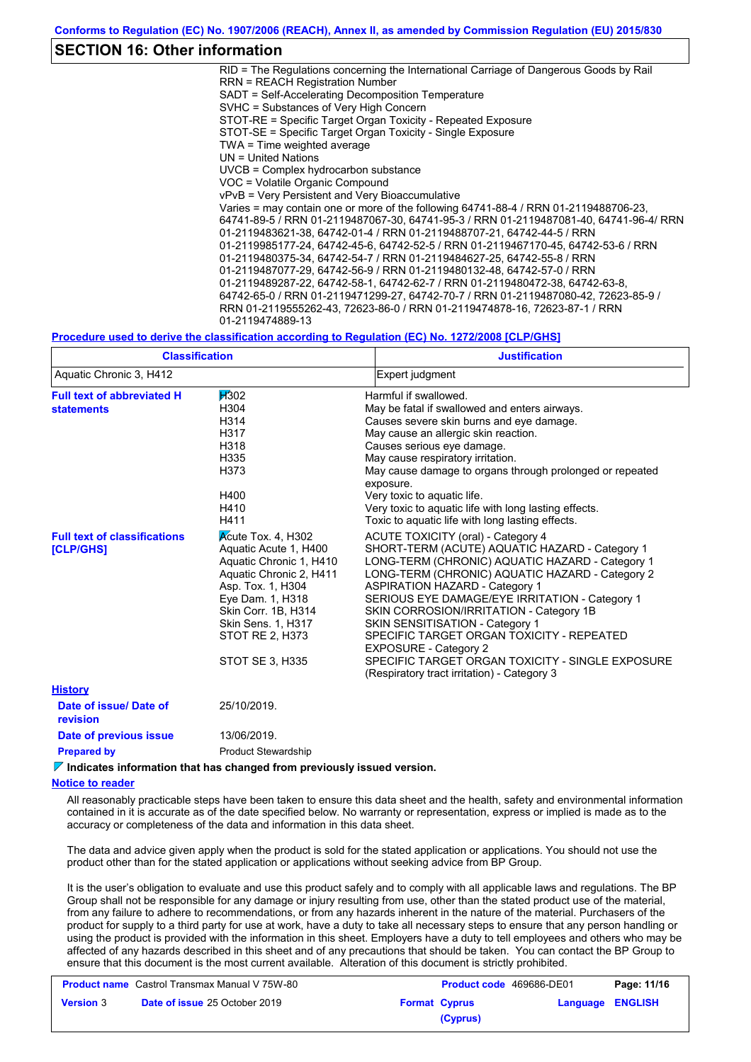## SECTION 16: Other information

RID = The Regulations concerning the International Carriage of Dangerous Goods by Rail
RRN = REACH Registration Number
SADT = Self-Accelerating Decomposition Temperature
SVHC = Substances of Very High Concern
STOT-RE = Specific Target Organ Toxicity - Repeated Exposure
STOT-SE = Specific Target Organ Toxicity - Single Exposure
TWA = Time weighted average
UN = United Nations
UVCB = Complex hydrocarbon substance
VOC = Volatile Organic Compound
vPvB = Very Persistent and Very Bioaccumulative
Varies = may contain one or more of the following 64741-88-4 / RRN 01-2119488706-23, 64741-89-5 / RRN 01-2119487067-30, 64741-95-3 / RRN 01-2119487081-40, 64741-96-4/ RRN 01-2119483621-38, 64742-01-4 / RRN 01-2119488707-21, 64742-44-5 / RRN 01-2119985177-24, 64742-45-6, 64742-52-5 / RRN 01-2119467170-45, 64742-53-6 / RRN 01-2119480375-34, 64742-54-7 / RRN 01-2119484627-25, 64742-55-8 / RRN 01-2119487077-29, 64742-56-9 / RRN 01-2119480132-48, 64742-57-0 / RRN 01-2119489287-22, 64742-58-1, 64742-62-7 / RRN 01-2119480472-38, 64742-63-8, 64742-65-0 / RRN 01-2119471299-27, 64742-70-7 / RRN 01-2119487080-42, 72623-85-9 / RRN 01-2119555262-43, 72623-86-0 / RRN 01-2119474878-16, 72623-87-1 / RRN 01-2119474889-13

**Procedure used to derive the classification according to Regulation (EC) No. 1272/2008 [CLP/GHS]**

| Classification | Justification |
|---|---|
| Aquatic Chronic 3, H412 | Expert judgment |

**Full text of abbreviated H statements**

| | |
|---|---|
| H302 | Harmful if swallowed. |
| H304 | May be fatal if swallowed and enters airways. |
| H314 | Causes severe skin burns and eye damage. |
| H317 | May cause an allergic skin reaction. |
| H318 | Causes serious eye damage. |
| H335 | May cause respiratory irritation. |
| H373 | May cause damage to organs through prolonged or repeated exposure. |
| H400 | Very toxic to aquatic life. |
| H410 | Very toxic to aquatic life with long lasting effects. |
| H411 | Toxic to aquatic life with long lasting effects. |

**Full text of classifications [CLP/GHS]**

| | |
|---|---|
| Acute Tox. 4, H302 | ACUTE TOXICITY (oral) - Category 4 |
| Aquatic Acute 1, H400 | SHORT-TERM (ACUTE) AQUATIC HAZARD - Category 1 |
| Aquatic Chronic 1, H410 | LONG-TERM (CHRONIC) AQUATIC HAZARD - Category 1 |
| Aquatic Chronic 2, H411 | LONG-TERM (CHRONIC) AQUATIC HAZARD - Category 2 |
| Asp. Tox. 1, H304 | ASPIRATION HAZARD - Category 1 |
| Eye Dam. 1, H318 | SERIOUS EYE DAMAGE/EYE IRRITATION - Category 1 |
| Skin Corr. 1B, H314 | SKIN CORROSION/IRRITATION - Category 1B |
| Skin Sens. 1, H317 | SKIN SENSITISATION - Category 1 |
| STOT RE 2, H373 | SPECIFIC TARGET ORGAN TOXICITY - REPEATED EXPOSURE - Category 2 |
| STOT SE 3, H335 | SPECIFIC TARGET ORGAN TOXICITY - SINGLE EXPOSURE (Respiratory tract irritation) - Category 3 |

**History**

**Date of issue/ Date of revision** 25/10/2019.

**Date of previous issue** 13/06/2019.

**Prepared by** Product Stewardship

**Indicates information that has changed from previously issued version.**

**Notice to reader**

All reasonably practicable steps have been taken to ensure this data sheet and the health, safety and environmental information contained in it is accurate as of the date specified below. No warranty or representation, express or implied is made as to the accuracy or completeness of the data and information in this data sheet.

The data and advice given apply when the product is sold for the stated application or applications. You should not use the product other than for the stated application or applications without seeking advice from BP Group.

It is the user's obligation to evaluate and use this product safely and to comply with all applicable laws and regulations. The BP Group shall not be responsible for any damage or injury resulting from use, other than the stated product use of the material, from any failure to adhere to recommendations, or from any hazards inherent in the nature of the material. Purchasers of the product for supply to a third party for use at work, have a duty to take all necessary steps to ensure that any person handling or using the product is provided with the information in this sheet. Employers have a duty to tell employees and others who may be affected of any hazards described in this sheet and of any precautions that should be taken. You can contact the BP Group to ensure that this document is the most current available. Alteration of this document is strictly prohibited.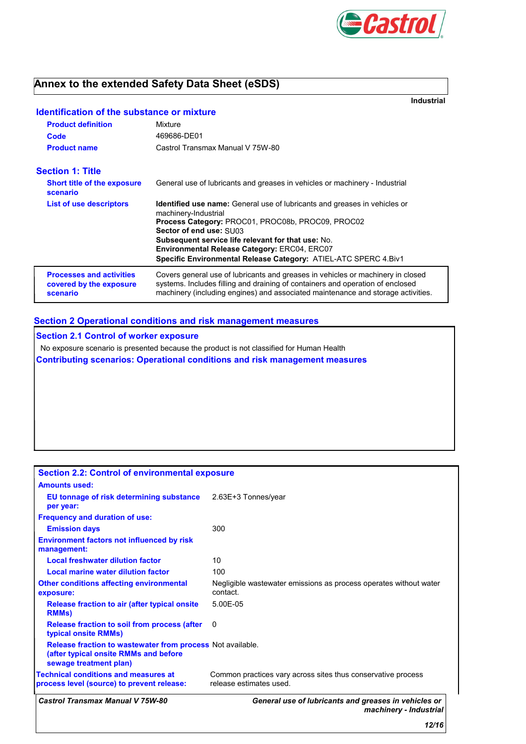# Annex to the extended Safety Data Sheet (eSDS)

**Industrial**

## Identification of the substance or mixture

| | |
|---|---|
| **Product definition** | Mixture |
| **Code** | 469686-DE01 |
| **Product name** | Castrol Transmax Manual V 75W-80 |

## Section 1: Title

| | |
|---|---|
| **Short title of the exposure scenario** | General use of lubricants and greases in vehicles or machinery - Industrial |
| **List of use descriptors** | **Identified use name:** General use of lubricants and greases in vehicles or machinery-Industrial<br>**Process Category:** PROC01, PROC08b, PROC09, PROC02<br>**Sector of end use:** SU03<br>**Subsequent service life relevant for that use:** No.<br>**Environmental Release Category:** ERC04, ERC07<br>**Specific Environmental Release Category:** ATIEL-ATC SPERC 4.Biv1 |
| **Processes and activities covered by the exposure scenario** | Covers general use of lubricants and greases in vehicles or machinery in closed systems. Includes filling and draining of containers and operation of enclosed machinery (including engines) and associated maintenance and storage activities. |

## Section 2 Operational conditions and risk management measures

### Section 2.1 Control of worker exposure

No exposure scenario is presented because the product is not classified for Human Health

**Contributing scenarios: Operational conditions and risk management measures**

### Section 2.2: Control of environmental exposure

**Amounts used:**

| | |
|---|---|
| **EU tonnage of risk determining substance per year:** | 2.63E+3 Tonnes/year |

**Frequency and duration of use:**

| | |
|---|---|
| **Emission days** | 300 |

**Environment factors not influenced by risk management:**

| | |
|---|---|
| **Local freshwater dilution factor** | 10 |
| **Local marine water dilution factor** | 100 |

| | |
|---|---|
| **Other conditions affecting environmental exposure:** | Negligible wastewater emissions as process operates without water contact. |
| **Release fraction to air (after typical onsite RMMs)** | 5.00E-05 |
| **Release fraction to soil from process (after typical onsite RMMs)** | 0 |
| **Release fraction to wastewater from process (after typical onsite RMMs and before sewage treatment plan)** | Not available. |
| **Technical conditions and measures at process level (source) to prevent release:** | Common practices vary across sites thus conservative process release estimates used. |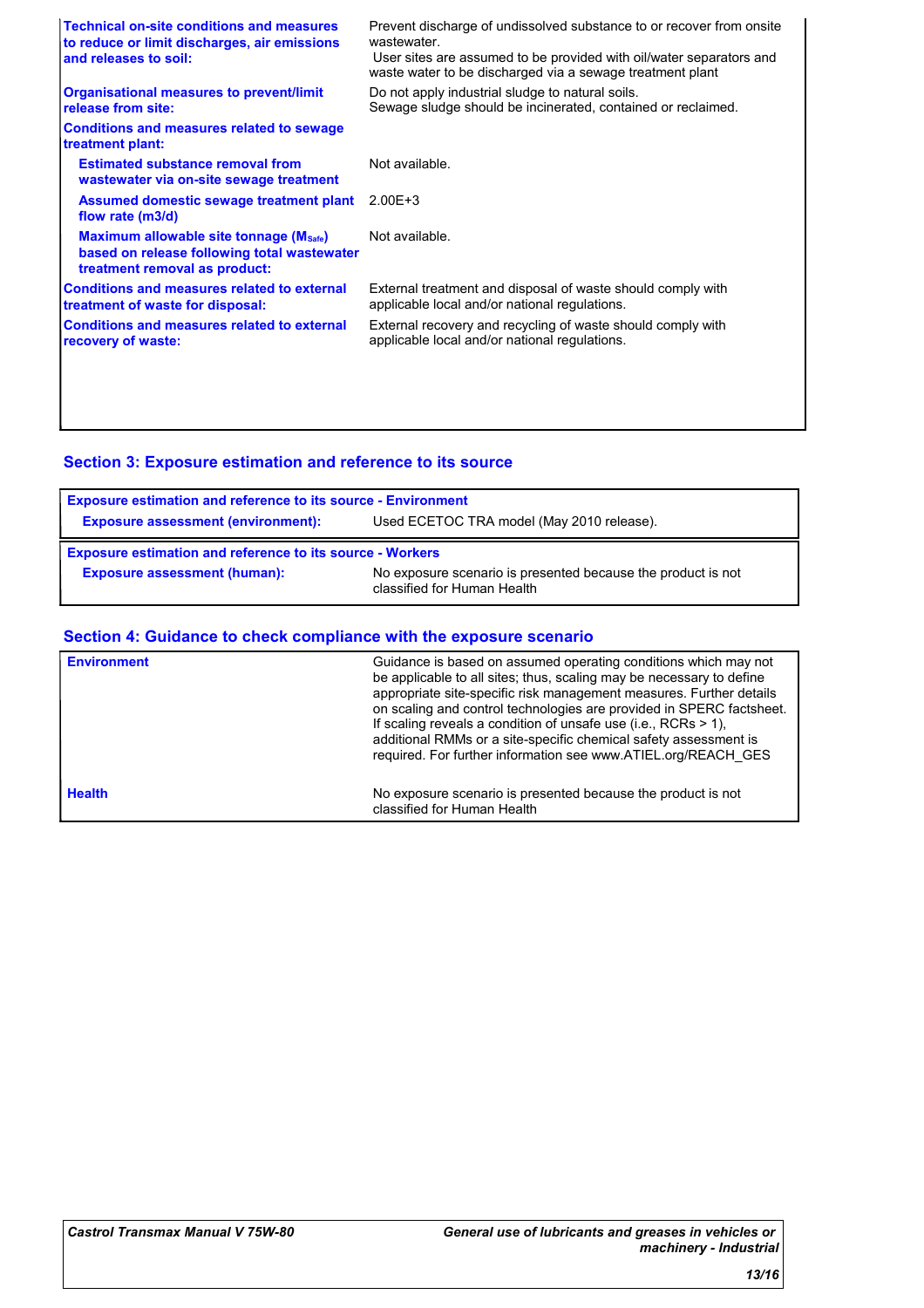| | |
|---|---|
| **Technical on-site conditions and measures to reduce or limit discharges, air emissions and releases to soil:** | Prevent discharge of undissolved substance to or recover from onsite wastewater. User sites are assumed to be provided with oil/water separators and waste water to be discharged via a sewage treatment plant |
| **Organisational measures to prevent/limit release from site:** | Do not apply industrial sludge to natural soils. Sewage sludge should be incinerated, contained or reclaimed. |
| **Conditions and measures related to sewage treatment plant:** | |
| **Estimated substance removal from wastewater via on-site sewage treatment** | Not available. |
| **Assumed domestic sewage treatment plant flow rate (m3/d)** | 2.00E+3 |
| **Maximum allowable site tonnage ($M_{Safe}$) based on release following total wastewater treatment removal as product:** | Not available. |
| **Conditions and measures related to external treatment of waste for disposal:** | External treatment and disposal of waste should comply with applicable local and/or national regulations. |
| **Conditions and measures related to external recovery of waste:** | External recovery and recycling of waste should comply with applicable local and/or national regulations. |

## Section 3: Exposure estimation and reference to its source

| **Exposure estimation and reference to its source - Environment** | |
|---|---|
| **Exposure assessment (environment):** | Used ECETOC TRA model (May 2010 release). |

| **Exposure estimation and reference to its source - Workers** | |
|---|---|
| **Exposure assessment (human):** | No exposure scenario is presented because the product is not classified for Human Health |

## Section 4: Guidance to check compliance with the exposure scenario

| | |
|---|---|
| **Environment** | Guidance is based on assumed operating conditions which may not be applicable to all sites; thus, scaling may be necessary to define appropriate site-specific risk management measures. Further details on scaling and control technologies are provided in SPERC factsheet. If scaling reveals a condition of unsafe use (i.e., RCRs > 1), additional RMMs or a site-specific chemical safety assessment is required. For further information see www.ATIEL.org/REACH_GES |
| **Health** | No exposure scenario is presented because the product is not classified for Human Health |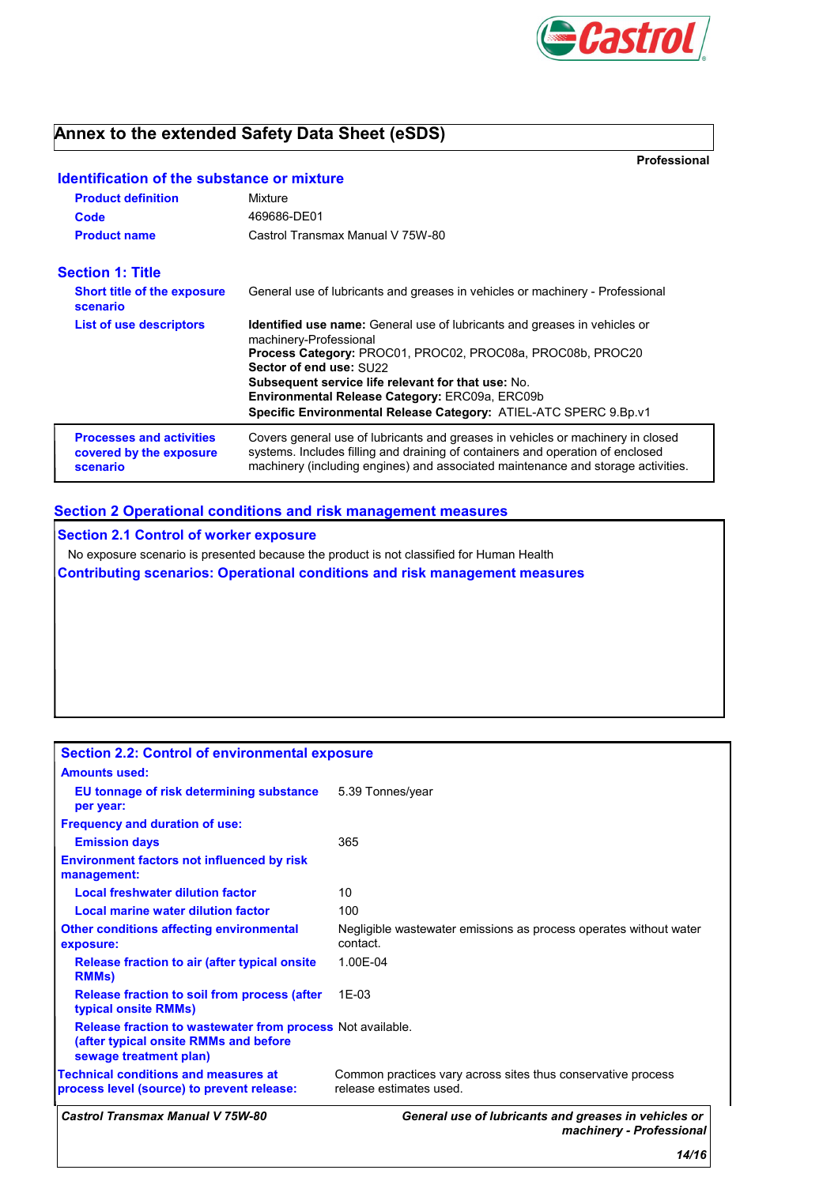# Annex to the extended Safety Data Sheet (eSDS)

**Professional**

## Identification of the substance or mixture

| | |
|---|---|
| **Product definition** | Mixture |
| **Code** | 469686-DE01 |
| **Product name** | Castrol Transmax Manual V 75W-80 |

## Section 1: Title

| | |
|---|---|
| **Short title of the exposure scenario** | General use of lubricants and greases in vehicles or machinery - Professional |
| **List of use descriptors** | **Identified use name:** General use of lubricants and greases in vehicles or machinery-Professional<br>**Process Category:** PROC01, PROC02, PROC08a, PROC08b, PROC20<br>**Sector of end use:** SU22<br>**Subsequent service life relevant for that use:** No.<br>**Environmental Release Category:** ERC09a, ERC09b<br>**Specific Environmental Release Category:** ATIEL-ATC SPERC 9.Bp.v1 |
| **Processes and activities covered by the exposure scenario** | Covers general use of lubricants and greases in vehicles or machinery in closed systems. Includes filling and draining of containers and operation of enclosed machinery (including engines) and associated maintenance and storage activities. |

## Section 2 Operational conditions and risk management measures

### Section 2.1 Control of worker exposure

No exposure scenario is presented because the product is not classified for Human Health

### Contributing scenarios: Operational conditions and risk management measures

### Section 2.2: Control of environmental exposure

| | |
|---|---|
| **Amounts used:** | |
| **EU tonnage of risk determining substance per year:** | 5.39 Tonnes/year |
| **Frequency and duration of use:** | |
| **Emission days** | 365 |
| **Environment factors not influenced by risk management:** | |
| **Local freshwater dilution factor** | 10 |
| **Local marine water dilution factor** | 100 |
| **Other conditions affecting environmental exposure:** | Negligible wastewater emissions as process operates without water contact. |
| **Release fraction to air (after typical onsite RMMs)** | 1.00E-04 |
| **Release fraction to soil from process (after typical onsite RMMs)** | 1E-03 |
| **Release fraction to wastewater from process (after typical onsite RMMs and before sewage treatment plan)** | Not available. |
| **Technical conditions and measures at process level (source) to prevent release:** | Common practices vary across sites thus conservative process release estimates used. |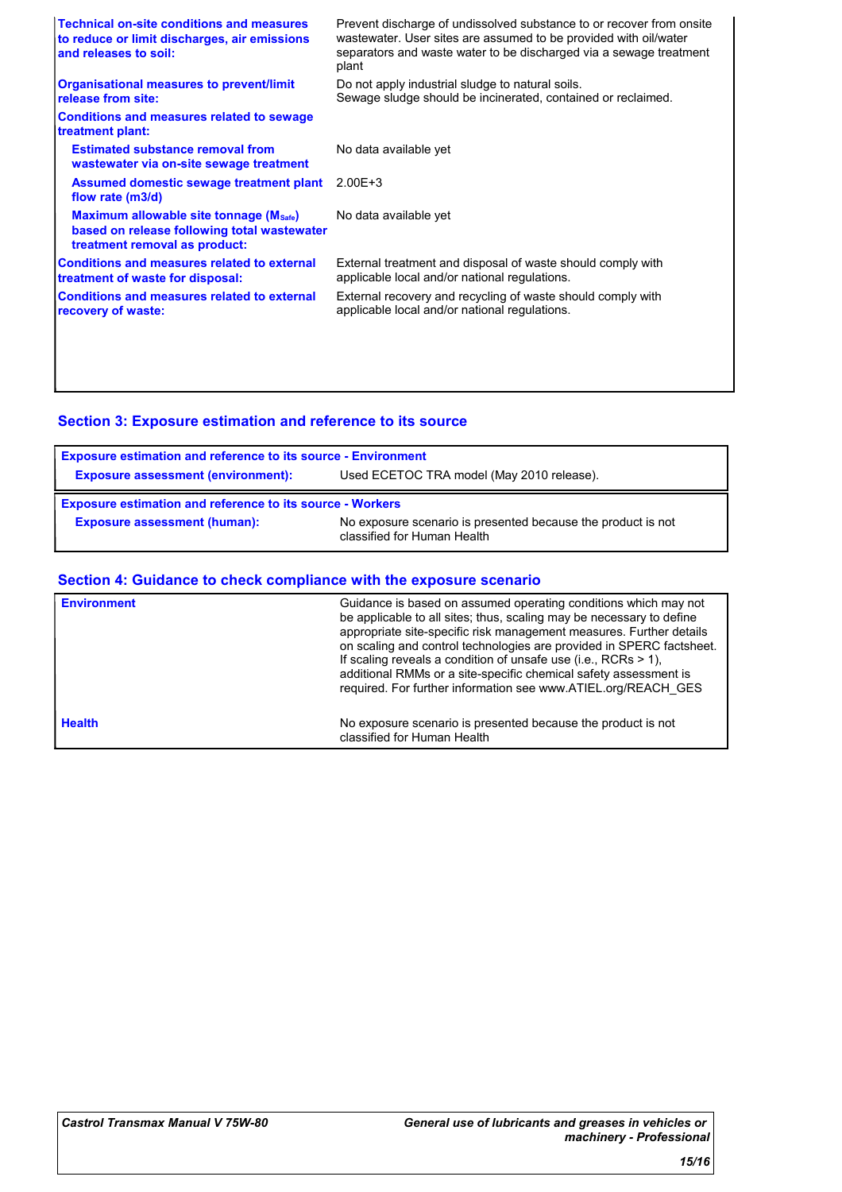| | |
|---|---|
| **Technical on-site conditions and measures to reduce or limit discharges, air emissions and releases to soil:** | Prevent discharge of undissolved substance to or recover from onsite wastewater. User sites are assumed to be provided with oil/water separators and waste water to be discharged via a sewage treatment plant |
| **Organisational measures to prevent/limit release from site:** | Do not apply industrial sludge to natural soils. Sewage sludge should be incinerated, contained or reclaimed. |
| **Conditions and measures related to sewage treatment plant:** | |
| **Estimated substance removal from wastewater via on-site sewage treatment** | No data available yet |
| **Assumed domestic sewage treatment plant flow rate (m3/d)** | 2.00E+3 |
| **Maximum allowable site tonnage ($M_{Safe}$) based on release following total wastewater treatment removal as product:** | No data available yet |
| **Conditions and measures related to external treatment of waste for disposal:** | External treatment and disposal of waste should comply with applicable local and/or national regulations. |
| **Conditions and measures related to external recovery of waste:** | External recovery and recycling of waste should comply with applicable local and/or national regulations. |

## Section 3: Exposure estimation and reference to its source

| **Exposure estimation and reference to its source - Environment** | |
|---|---|
| **Exposure assessment (environment):** | Used ECETOC TRA model (May 2010 release). |

| **Exposure estimation and reference to its source - Workers** | |
|---|---|
| **Exposure assessment (human):** | No exposure scenario is presented because the product is not classified for Human Health |

## Section 4: Guidance to check compliance with the exposure scenario

| | |
|---|---|
| **Environment** | Guidance is based on assumed operating conditions which may not be applicable to all sites; thus, scaling may be necessary to define appropriate site-specific risk management measures. Further details on scaling and control technologies are provided in SPERC factsheet. If scaling reveals a condition of unsafe use (i.e., RCRs > 1), additional RMMs or a site-specific chemical safety assessment is required. For further information see www.ATIEL.org/REACH_GES |
| **Health** | No exposure scenario is presented because the product is not classified for Human Health |